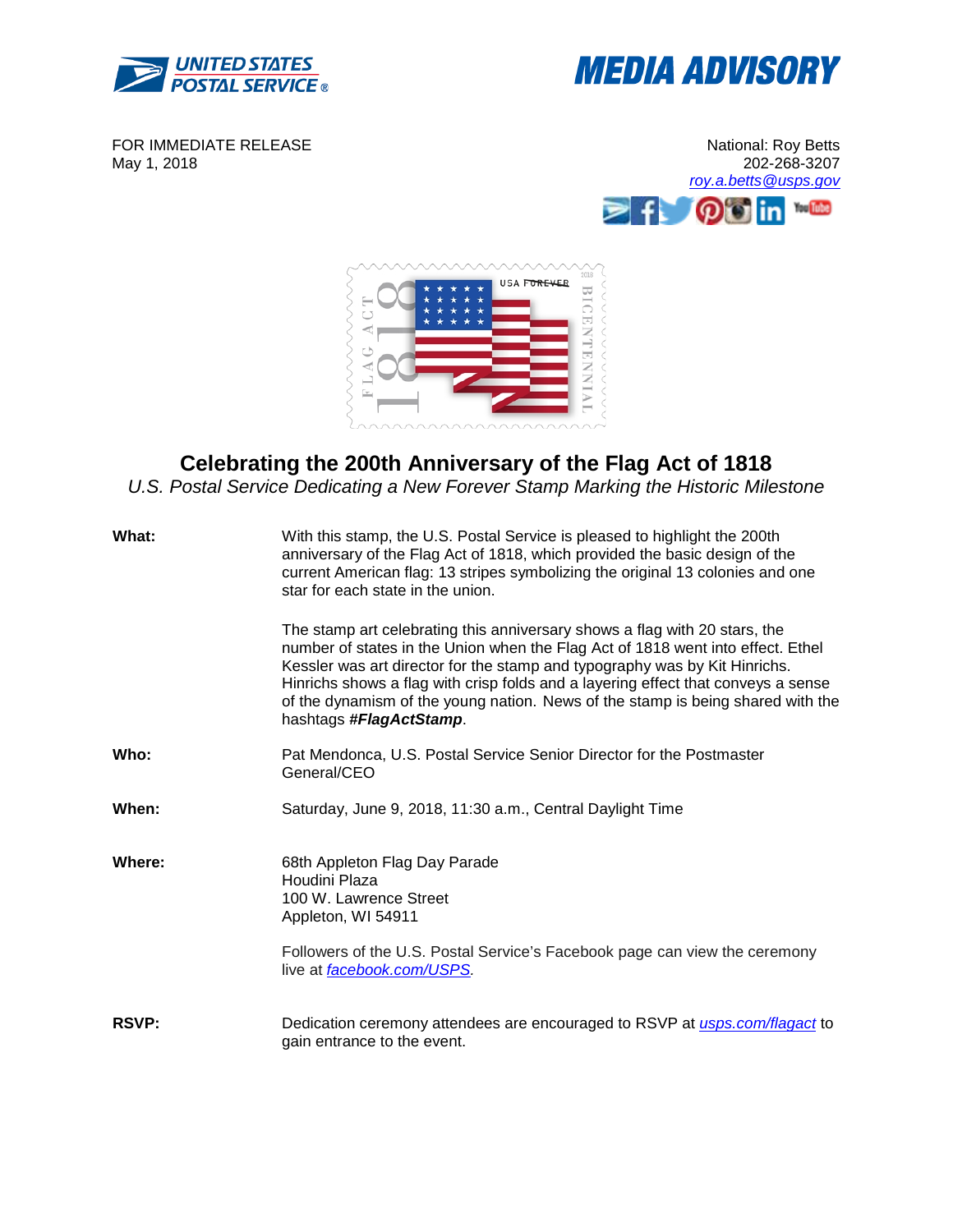UNITED STATES POSTAL SERVICE®

# MEDIA ADVISORY

FOR IMMEDIATE RELEASE
May 1, 2018

National: Roy Betts
202-268-3207
roy.a.betts@usps.gov

## Celebrating the 200th Anniversary of the Flag Act of 1818

*U.S. Postal Service Dedicating a New Forever Stamp Marking the Historic Milestone*

**What:** With this stamp, the U.S. Postal Service is pleased to highlight the 200th anniversary of the Flag Act of 1818, which provided the basic design of the current American flag: 13 stripes symbolizing the original 13 colonies and one star for each state in the union.

The stamp art celebrating this anniversary shows a flag with 20 stars, the number of states in the Union when the Flag Act of 1818 went into effect. Ethel Kessler was art director for the stamp and typography was by Kit Hinrichs. Hinrichs shows a flag with crisp folds and a layering effect that conveys a sense of the dynamism of the young nation. News of the stamp is being shared with the hashtags ***#FlagActStamp***.

**Who:** Pat Mendonca, U.S. Postal Service Senior Director for the Postmaster General/CEO

**When:** Saturday, June 9, 2018, 11:30 a.m., Central Daylight Time

**Where:** 68th Appleton Flag Day Parade
Houdini Plaza
100 W. Lawrence Street
Appleton, WI 54911

Followers of the U.S. Postal Service's Facebook page can view the ceremony live at *facebook.com/USPS*.

**RSVP:** Dedication ceremony attendees are encouraged to RSVP at *usps.com/flagact* to gain entrance to the event.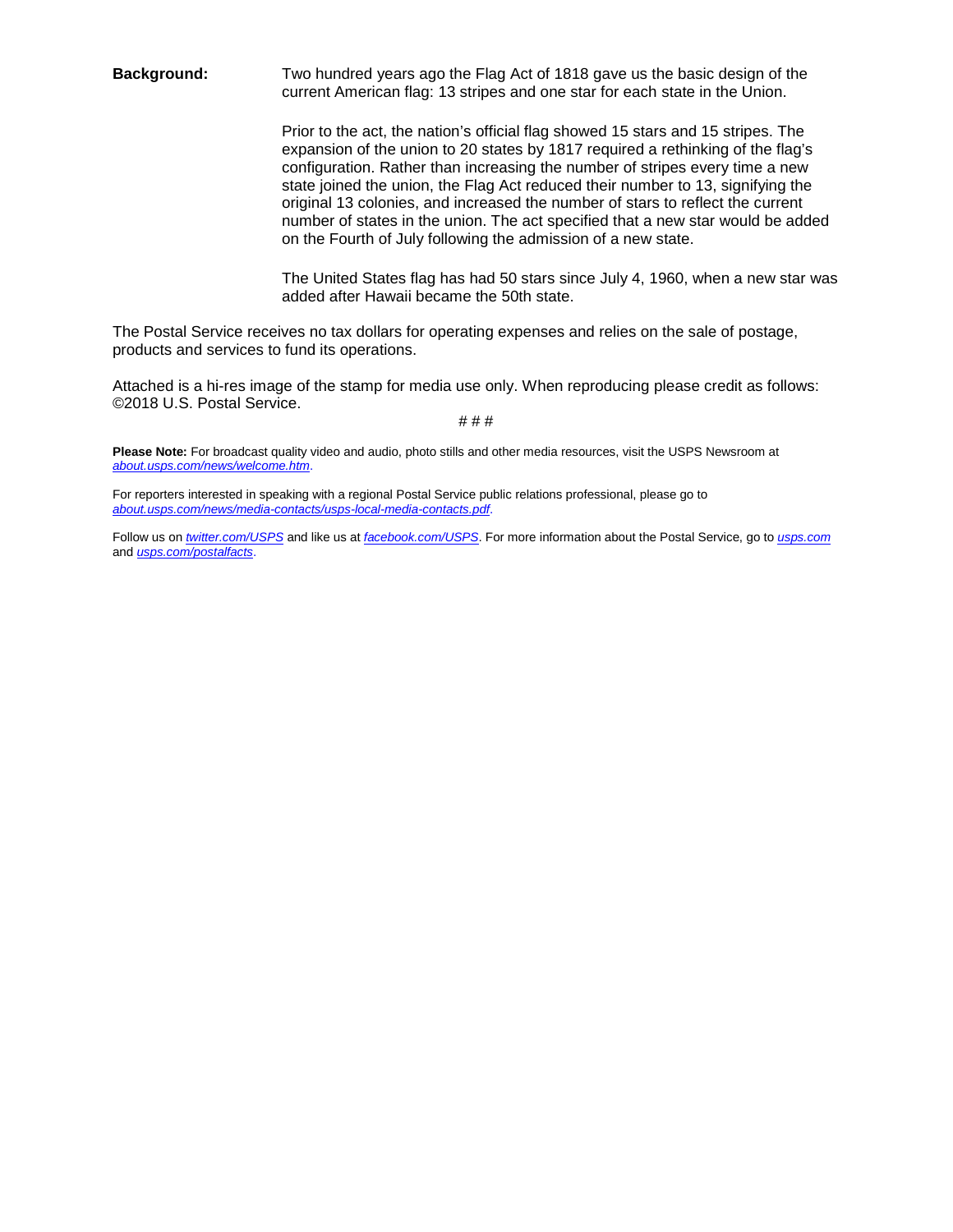**Background:** Two hundred years ago the Flag Act of 1818 gave us the basic design of the current American flag: 13 stripes and one star for each state in the Union.

Prior to the act, the nation's official flag showed 15 stars and 15 stripes. The expansion of the union to 20 states by 1817 required a rethinking of the flag's configuration. Rather than increasing the number of stripes every time a new state joined the union, the Flag Act reduced their number to 13, signifying the original 13 colonies, and increased the number of stars to reflect the current number of states in the union. The act specified that a new star would be added on the Fourth of July following the admission of a new state.

The United States flag has had 50 stars since July 4, 1960, when a new star was added after Hawaii became the 50th state.

The Postal Service receives no tax dollars for operating expenses and relies on the sale of postage, products and services to fund its operations.

Attached is a hi-res image of the stamp for media use only. When reproducing please credit as follows: ©2018 U.S. Postal Service.

# # #

**Please Note:** For broadcast quality video and audio, photo stills and other media resources, visit the USPS Newsroom at *about.usps.com/news/welcome.htm*.

For reporters interested in speaking with a regional Postal Service public relations professional, please go to *about.usps.com/news/media-contacts/usps-local-media-contacts.pdf*.

Follow us on *twitter.com/USPS* and like us at *facebook.com/USPS*. For more information about the Postal Service, go to *usps.com* and *usps.com/postalfacts*.